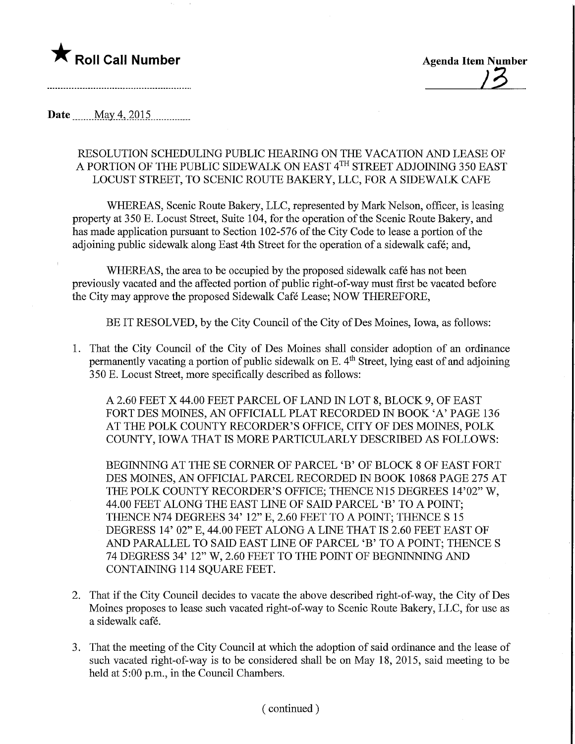★ **Roll Call Number**

**Agenda Item Number**
13

**Date** May 4, 2015

RESOLUTION SCHEDULING PUBLIC HEARING ON THE VACATION AND LEASE OF A PORTION OF THE PUBLIC SIDEWALK ON EAST 4TH STREET ADJOINING 350 EAST LOCUST STREET, TO SCENIC ROUTE BAKERY, LLC, FOR A SIDEWALK CAFE

WHEREAS, Scenic Route Bakery, LLC, represented by Mark Nelson, officer, is leasing property at 350 E. Locust Street, Suite 104, for the operation of the Scenic Route Bakery, and has made application pursuant to Section 102-576 of the City Code to lease a portion of the adjoining public sidewalk along East 4th Street for the operation of a sidewalk café; and,

WHEREAS, the area to be occupied by the proposed sidewalk café has not been previously vacated and the affected portion of public right-of-way must first be vacated before the City may approve the proposed Sidewalk Café Lease; NOW THEREFORE,

BE IT RESOLVED, by the City Council of the City of Des Moines, Iowa, as follows:

1. That the City Council of the City of Des Moines shall consider adoption of an ordinance permanently vacating a portion of public sidewalk on E. 4th Street, lying east of and adjoining 350 E. Locust Street, more specifically described as follows:

   A 2.60 FEET X 44.00 FEET PARCEL OF LAND IN LOT 8, BLOCK 9, OF EAST FORT DES MOINES, AN OFFICIALL PLAT RECORDED IN BOOK 'A' PAGE 136 AT THE POLK COUNTY RECORDER'S OFFICE, CITY OF DES MOINES, POLK COUNTY, IOWA THAT IS MORE PARTICULARLY DESCRIBED AS FOLLOWS:

   BEGINNING AT THE SE CORNER OF PARCEL 'B' OF BLOCK 8 OF EAST FORT DES MOINES, AN OFFICIAL PARCEL RECORDED IN BOOK 10868 PAGE 275 AT THE POLK COUNTY RECORDER'S OFFICE; THENCE N15 DEGREES 14'02" W, 44.00 FEET ALONG THE EAST LINE OF SAID PARCEL 'B' TO A POINT; THENCE N74 DEGREES 34' 12" E, 2.60 FEET TO A POINT; THENCE S 15 DEGRESS 14' 02" E, 44.00 FEET ALONG A LINE THAT IS 2.60 FEET EAST OF AND PARALLEL TO SAID EAST LINE OF PARCEL 'B' TO A POINT; THENCE S 74 DEGRESS 34' 12" W, 2.60 FEET TO THE POINT OF BEGNINNING AND CONTAINING 114 SQUARE FEET.

2. That if the City Council decides to vacate the above described right-of-way, the City of Des Moines proposes to lease such vacated right-of-way to Scenic Route Bakery, LLC, for use as a sidewalk café.

3. That the meeting of the City Council at which the adoption of said ordinance and the lease of such vacated right-of-way is to be considered shall be on May 18, 2015, said meeting to be held at 5:00 p.m., in the Council Chambers.

( continued )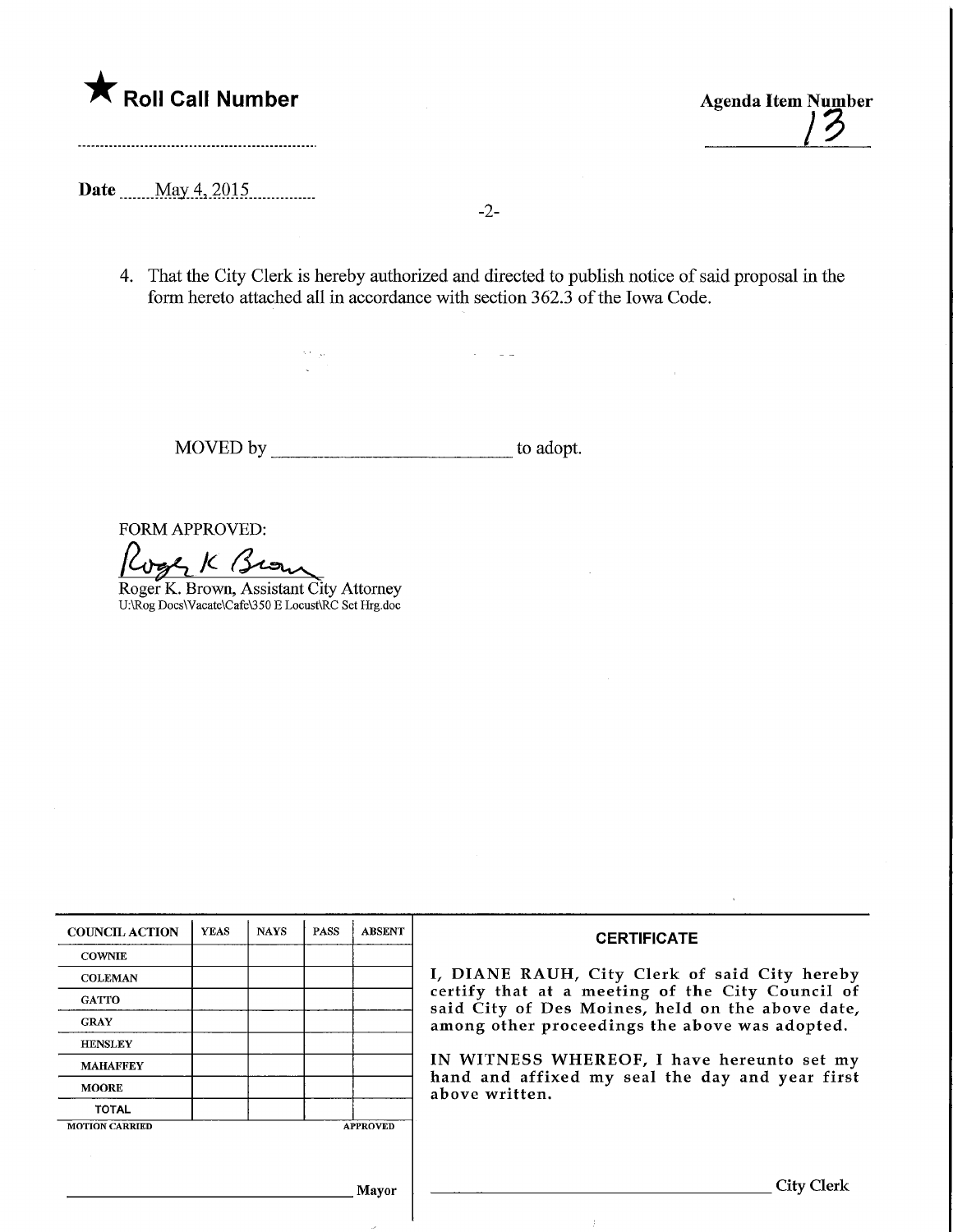★ **Roll Call Number**

**Agenda Item Number**
13

**Date** May 4, 2015

4. That the City Clerk is hereby authorized and directed to publish notice of said proposal in the form hereto attached all in accordance with section 362.3 of the Iowa Code.

MOVED by ____________________________ to adopt.

FORM APPROVED:

Roger K Brown

Roger K. Brown, Assistant City Attorney
U:\Rog Docs\Vacate\Cafe\350 E Locust\RC Set Hrg.doc

| COUNCIL ACTION | YEAS | NAYS | PASS | ABSENT |
|---|---|---|---|---|
| COWNIE | | | | |
| COLEMAN | | | | |
| GATTO | | | | |
| GRAY | | | | |
| HENSLEY | | | | |
| MAHAFFEY | | | | |
| MOORE | | | | |
| TOTAL | | | | |
| MOTION CARRIED | | | | APPROVED |

______________________________ Mayor

**CERTIFICATE**

I, DIANE RAUH, City Clerk of said City hereby certify that at a meeting of the City Council of said City of Des Moines, held on the above date, among other proceedings the above was adopted.

IN WITNESS WHEREOF, I have hereunto set my hand and affixed my seal the day and year first above written.

______________________________ City Clerk